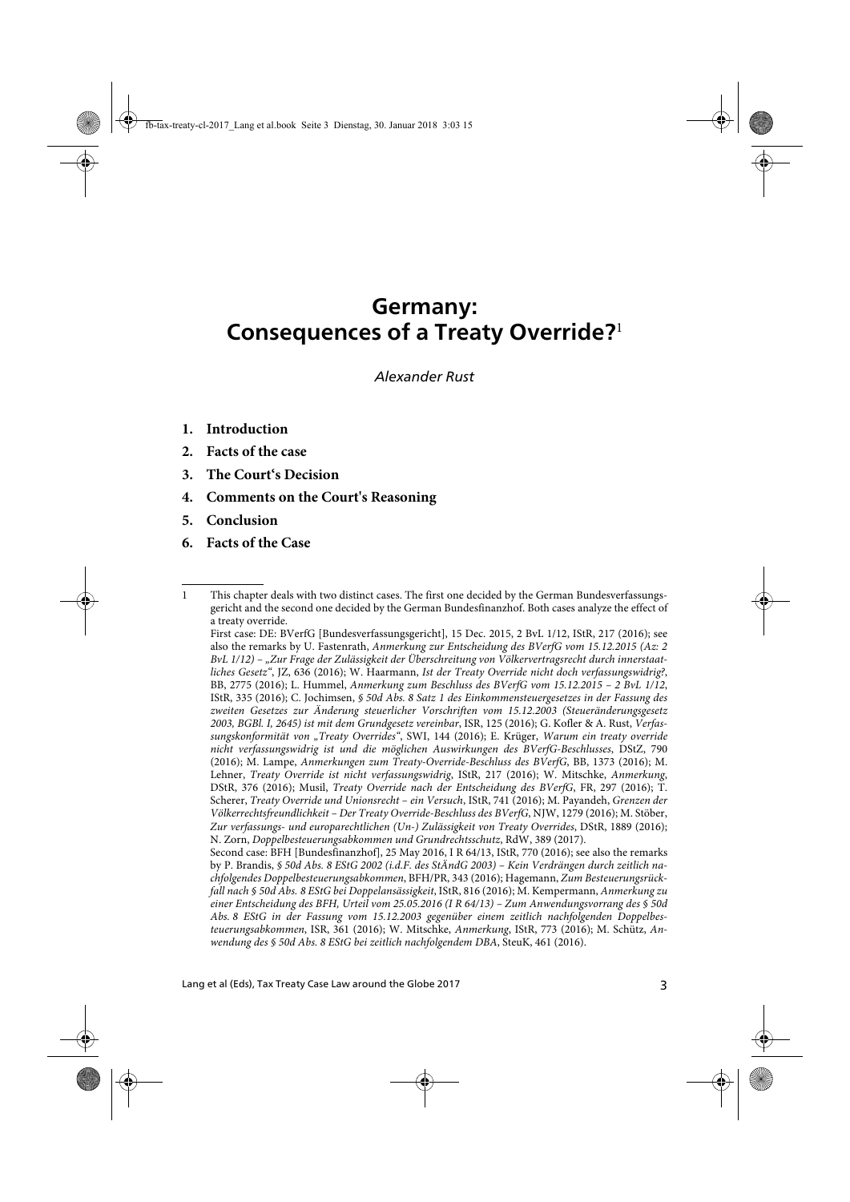# Germany: Consequences of a Treaty Override?[1]

*Alexander Rust*

1. **Introduction**
2. **Facts of the case**
3. **The Court‘s Decision**
4. **Comments on the Court's Reasoning**
5. **Conclusion**
6. **Facts of the Case**

---

1 This chapter deals with two distinct cases. The first one decided by the German Bundesverfassungsgericht and the second one decided by the German Bundesfinanzhof. Both cases analyze the effect of a treaty override.
First case: DE: BVerfG [Bundesverfassungsgericht], 15 Dec. 2015, 2 BvL 1/12, IStR, 217 (2016); see also the remarks by U. Fastenrath, *Anmerkung zur Entscheidung des BVerfG vom 15.12.2015 (Az: 2 BvL 1/12) – „Zur Frage der Zulässigkeit der Überschreitung von Völkervertragsrecht durch innerstaatliches Gesetz"*, JZ, 636 (2016); W. Haarmann, *Ist der Treaty Override nicht doch verfassungswidrig?*, BB, 2775 (2016); L. Hummel, *Anmerkung zum Beschluss des BVerfG vom 15.12.2015 – 2 BvL 1/12*, IStR, 335 (2016); C. Jochimsen, *§ 50d Abs. 8 Satz 1 des Einkommensteuergesetzes in der Fassung des zweiten Gesetzes zur Änderung steuerlicher Vorschriften vom 15.12.2003 (Steueränderungsgesetz 2003, BGBl. I, 2645) ist mit dem Grundgesetz vereinbar*, ISR, 125 (2016); G. Kofler & A. Rust, *Verfassungskonformität von „Treaty Overrides"*, SWI, 144 (2016); E. Krüger, *Warum ein treaty override nicht verfassungswidrig ist und die möglichen Auswirkungen des BVerfG-Beschlusses*, DStZ, 790 (2016); M. Lampe, *Anmerkungen zum Treaty-Override-Beschluss des BVerfG*, BB, 1373 (2016); M. Lehner, *Treaty Override ist nicht verfassungswidrig*, IStR, 217 (2016); W. Mitschke, *Anmerkung*, DStR, 376 (2016); Musil, *Treaty Override nach der Entscheidung des BVerfG*, FR, 297 (2016); T. Scherer, *Treaty Override und Unionsrecht – ein Versuch*, IStR, 741 (2016); M. Payandeh, *Grenzen der Völkerrechtsfreundlichkeit – Der Treaty Override-Beschluss des BVerfG*, NJW, 1279 (2016); M. Stöber, *Zur verfassungs- und europarechtlichen (Un-) Zulässigkeit von Treaty Overrides*, DStR, 1889 (2016); N. Zorn, *Doppelbesteuerungsabkommen und Grundrechtsschutz*, RdW, 389 (2017).
Second case: BFH [Bundesfinanzhof], 25 May 2016, I R 64/13, IStR, 770 (2016); see also the remarks by P. Brandis, *§ 50d Abs. 8 EStG 2002 (i.d.F. des StÄndG 2003) – Kein Verdrängen durch zeitlich nachfolgendes Doppelbesteuerungsabkommen*, BFH/PR, 343 (2016); Hagemann, *Zum Besteuerungsrückfall nach § 50d Abs. 8 EStG bei Doppelansässigkeit*, IStR, 816 (2016); M. Kempermann, *Anmerkung zu einer Entscheidung des BFH, Urteil vom 25.05.2016 (I R 64/13) – Zum Anwendungsvorrang des § 50d Abs. 8 EStG in der Fassung vom 15.12.2003 gegenüber einem zeitlich nachfolgenden Doppelbesteuerungsabkommen*, ISR, 361 (2016); W. Mitschke, *Anmerkung*, IStR, 773 (2016); M. Schütz, *Anwendung des § 50d Abs. 8 EStG bei zeitlich nachfolgendem DBA*, SteuK, 461 (2016).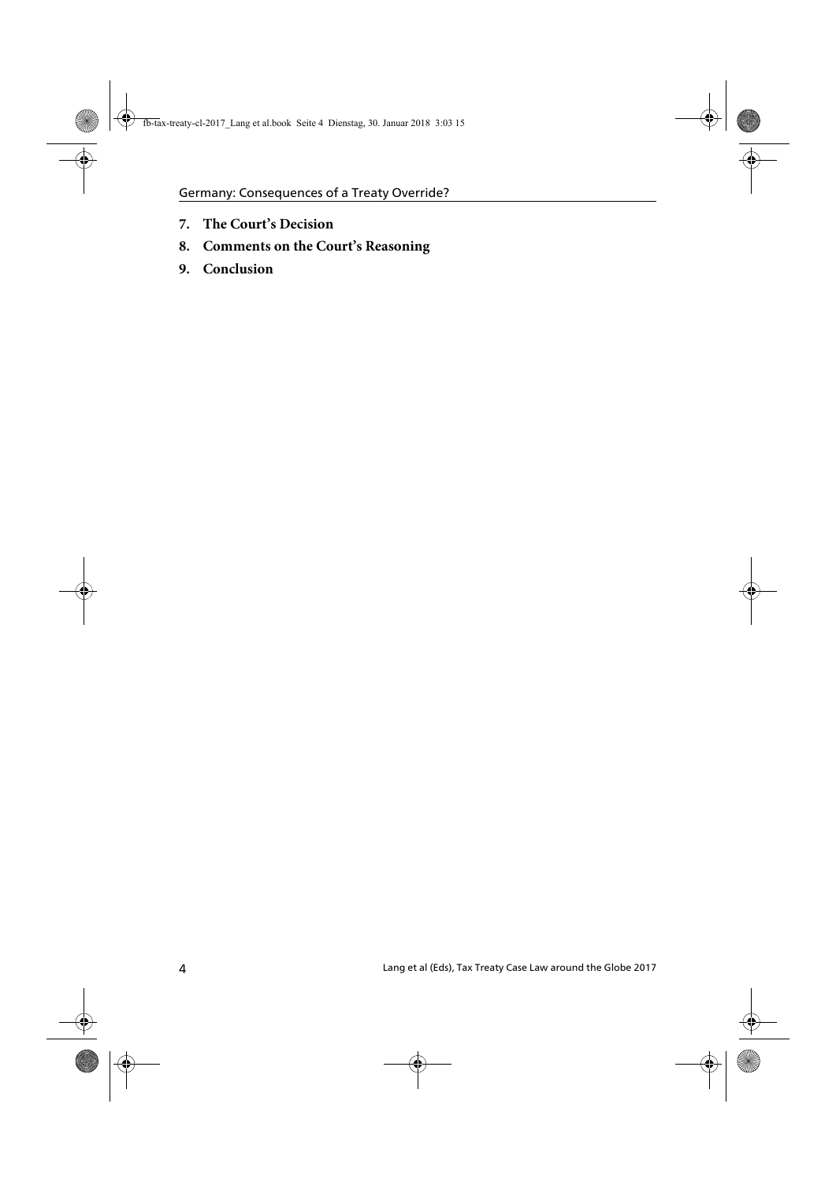7. **The Court's Decision**
8. **Comments on the Court's Reasoning**
9. **Conclusion**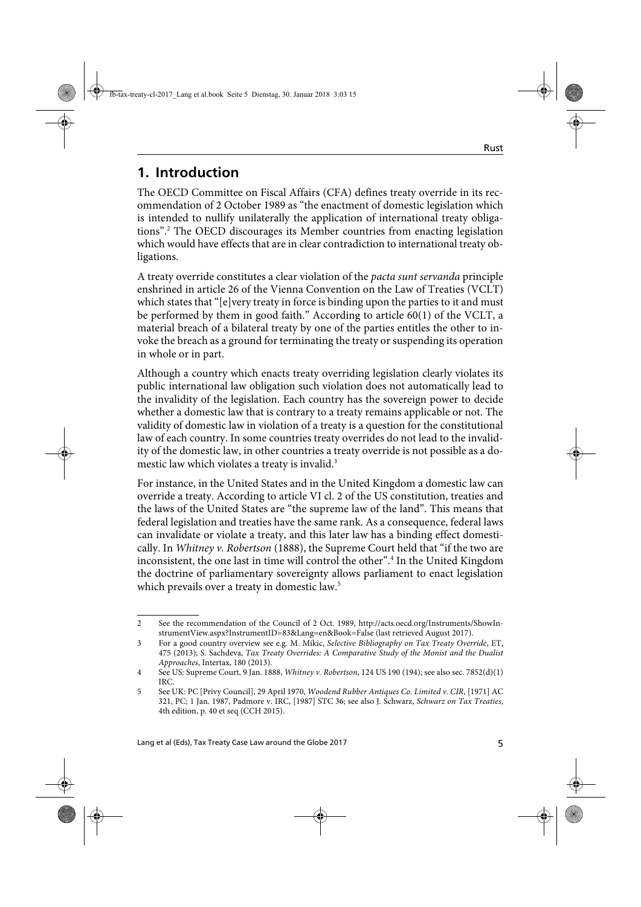# 1. Introduction

The OECD Committee on Fiscal Affairs (CFA) defines treaty override in its recommendation of 2 October 1989 as "the enactment of domestic legislation which is intended to nullify unilaterally the application of international treaty obligations".[2] The OECD discourages its Member countries from enacting legislation which would have effects that are in clear contradiction to international treaty obligations.

A treaty override constitutes a clear violation of the *pacta sunt servanda* principle enshrined in article 26 of the Vienna Convention on the Law of Treaties (VCLT) which states that "[e]very treaty in force is binding upon the parties to it and must be performed by them in good faith." According to article 60(1) of the VCLT, a material breach of a bilateral treaty by one of the parties entitles the other to invoke the breach as a ground for terminating the treaty or suspending its operation in whole or in part.

Although a country which enacts treaty overriding legislation clearly violates its public international law obligation such violation does not automatically lead to the invalidity of the legislation. Each country has the sovereign power to decide whether a domestic law that is contrary to a treaty remains applicable or not. The validity of domestic law in violation of a treaty is a question for the constitutional law of each country. In some countries treaty overrides do not lead to the invalidity of the domestic law, in other countries a treaty override is not possible as a domestic law which violates a treaty is invalid.[3]

For instance, in the United States and in the United Kingdom a domestic law can override a treaty. According to article VI cl. 2 of the US constitution, treaties and the laws of the United States are "the supreme law of the land". This means that federal legislation and treaties have the same rank. As a consequence, federal laws can invalidate or violate a treaty, and this later law has a binding effect domestically. In *Whitney v. Robertson* (1888), the Supreme Court held that "if the two are inconsistent, the one last in time will control the other".[4] In the United Kingdom the doctrine of parliamentary sovereignty allows parliament to enact legislation which prevails over a treaty in domestic law.[5]

---

2 See the recommendation of the Council of 2 Oct. 1989, http://acts.oecd.org/Instruments/ShowInstrumentView.aspx?InstrumentID=83&Lang=en&Book=False (last retrieved August 2017).

3 For a good country overview see e.g. M. Mikic, *Selective Bibliography on Tax Treaty Override*, ET, 475 (2013); S. Sachdeva, *Tax Treaty Overrides: A Comparative Study of the Monist and the Dualist Approaches*, Intertax, 180 (2013).

4 See US: Supreme Court, 9 Jan. 1888, *Whitney v. Robertson*, 124 US 190 (194); see also sec. 7852(d)(1) IRC.

5 See UK: PC [Privy Council], 29 April 1970, *Woodend Rubber Antiques Co. Limited v. CIR*, [1971] AC 321, PC; 1 Jan. 1987, Padmore v. IRC, [1987] STC 36; see also J. Schwarz, *Schwarz on Tax Treaties*, 4th edition, p. 40 et seq (CCH 2015).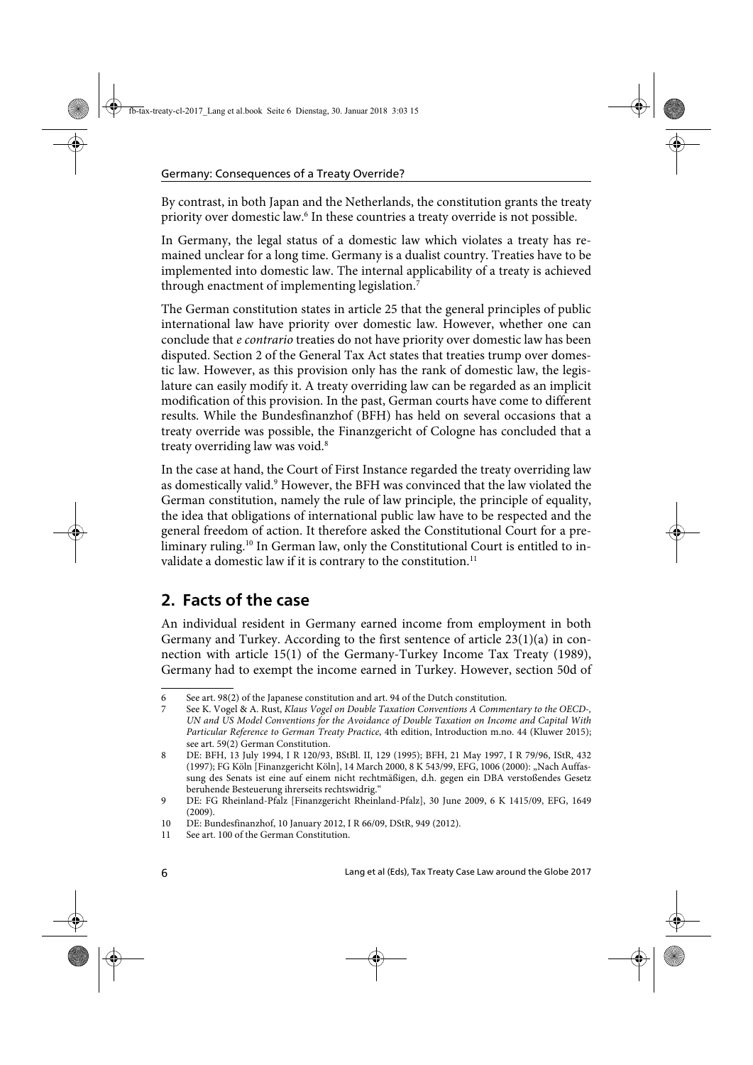By contrast, in both Japan and the Netherlands, the constitution grants the treaty priority over domestic law.[6] In these countries a treaty override is not possible.

In Germany, the legal status of a domestic law which violates a treaty has remained unclear for a long time. Germany is a dualist country. Treaties have to be implemented into domestic law. The internal applicability of a treaty is achieved through enactment of implementing legislation.[7]

The German constitution states in article 25 that the general principles of public international law have priority over domestic law. However, whether one can conclude that *e contrario* treaties do not have priority over domestic law has been disputed. Section 2 of the General Tax Act states that treaties trump over domestic law. However, as this provision only has the rank of domestic law, the legislature can easily modify it. A treaty overriding law can be regarded as an implicit modification of this provision. In the past, German courts have come to different results. While the Bundesfinanzhof (BFH) has held on several occasions that a treaty override was possible, the Finanzgericht of Cologne has concluded that a treaty overriding law was void.[8]

In the case at hand, the Court of First Instance regarded the treaty overriding law as domestically valid.[9] However, the BFH was convinced that the law violated the German constitution, namely the rule of law principle, the principle of equality, the idea that obligations of international public law have to be respected and the general freedom of action. It therefore asked the Constitutional Court for a preliminary ruling.[10] In German law, only the Constitutional Court is entitled to invalidate a domestic law if it is contrary to the constitution.[11]

## 2. Facts of the case

An individual resident in Germany earned income from employment in both Germany and Turkey. According to the first sentence of article 23(1)(a) in connection with article 15(1) of the Germany-Turkey Income Tax Treaty (1989), Germany had to exempt the income earned in Turkey. However, section 50d of

---

6 See art. 98(2) of the Japanese constitution and art. 94 of the Dutch constitution.

7 See K. Vogel & A. Rust, *Klaus Vogel on Double Taxation Conventions A Commentary to the OECD-, UN and US Model Conventions for the Avoidance of Double Taxation on Income and Capital With Particular Reference to German Treaty Practice*, 4th edition, Introduction m.no. 44 (Kluwer 2015); see art. 59(2) German Constitution.

8 DE: BFH, 13 July 1994, I R 120/93, BStBl. II, 129 (1995); BFH, 21 May 1997, I R 79/96, IStR, 432 (1997); FG Köln [Finanzgericht Köln], 14 March 2000, 8 K 543/99, EFG, 1006 (2000): „Nach Auffassung des Senats ist eine auf einem nicht rechtmäßigen, d.h. gegen ein DBA verstoßendes Gesetz beruhende Besteuerung ihrerseits rechtswidrig."

9 DE: FG Rheinland-Pfalz [Finanzgericht Rheinland-Pfalz], 30 June 2009, 6 K 1415/09, EFG, 1649 (2009).

10 DE: Bundesfinanzhof, 10 January 2012, I R 66/09, DStR, 949 (2012).

11 See art. 100 of the German Constitution.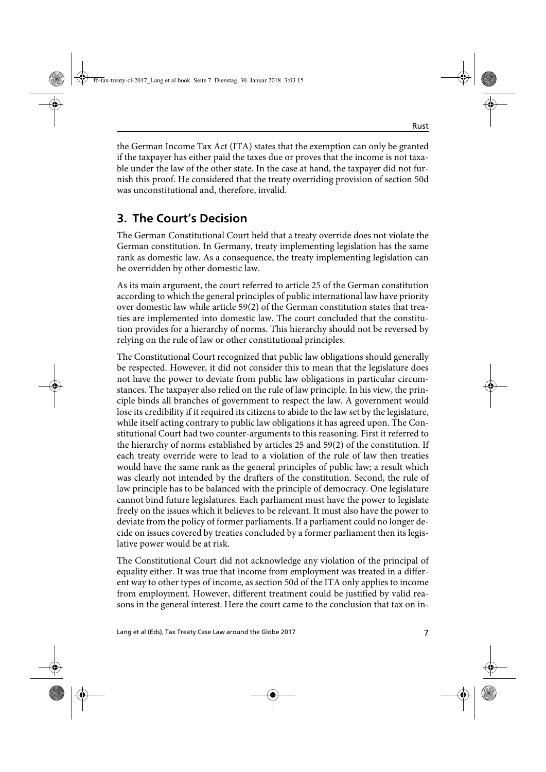the German Income Tax Act (ITA) states that the exemption can only be granted if the taxpayer has either paid the taxes due or proves that the income is not taxable under the law of the other state. In the case at hand, the taxpayer did not furnish this proof. He considered that the treaty overriding provision of section 50d was unconstitutional and, therefore, invalid.

## 3. The Court's Decision

The German Constitutional Court held that a treaty override does not violate the German constitution. In Germany, treaty implementing legislation has the same rank as domestic law. As a consequence, the treaty implementing legislation can be overridden by other domestic law.

As its main argument, the court referred to article 25 of the German constitution according to which the general principles of public international law have priority over domestic law while article 59(2) of the German constitution states that treaties are implemented into domestic law. The court concluded that the constitution provides for a hierarchy of norms. This hierarchy should not be reversed by relying on the rule of law or other constitutional principles.

The Constitutional Court recognized that public law obligations should generally be respected. However, it did not consider this to mean that the legislature does not have the power to deviate from public law obligations in particular circumstances. The taxpayer also relied on the rule of law principle. In his view, the principle binds all branches of government to respect the law. A government would lose its credibility if it required its citizens to abide to the law set by the legislature, while itself acting contrary to public law obligations it has agreed upon. The Constitutional Court had two counter-arguments to this reasoning. First it referred to the hierarchy of norms established by articles 25 and 59(2) of the constitution. If each treaty override were to lead to a violation of the rule of law then treaties would have the same rank as the general principles of public law; a result which was clearly not intended by the drafters of the constitution. Second, the rule of law principle has to be balanced with the principle of democracy. One legislature cannot bind future legislatures. Each parliament must have the power to legislate freely on the issues which it believes to be relevant. It must also have the power to deviate from the policy of former parliaments. If a parliament could no longer decide on issues covered by treaties concluded by a former parliament then its legislative power would be at risk.

The Constitutional Court did not acknowledge any violation of the principal of equality either. It was true that income from employment was treated in a different way to other types of income, as section 50d of the ITA only applies to income from employment. However, different treatment could be justified by valid reasons in the general interest. Here the court came to the conclusion that tax on in-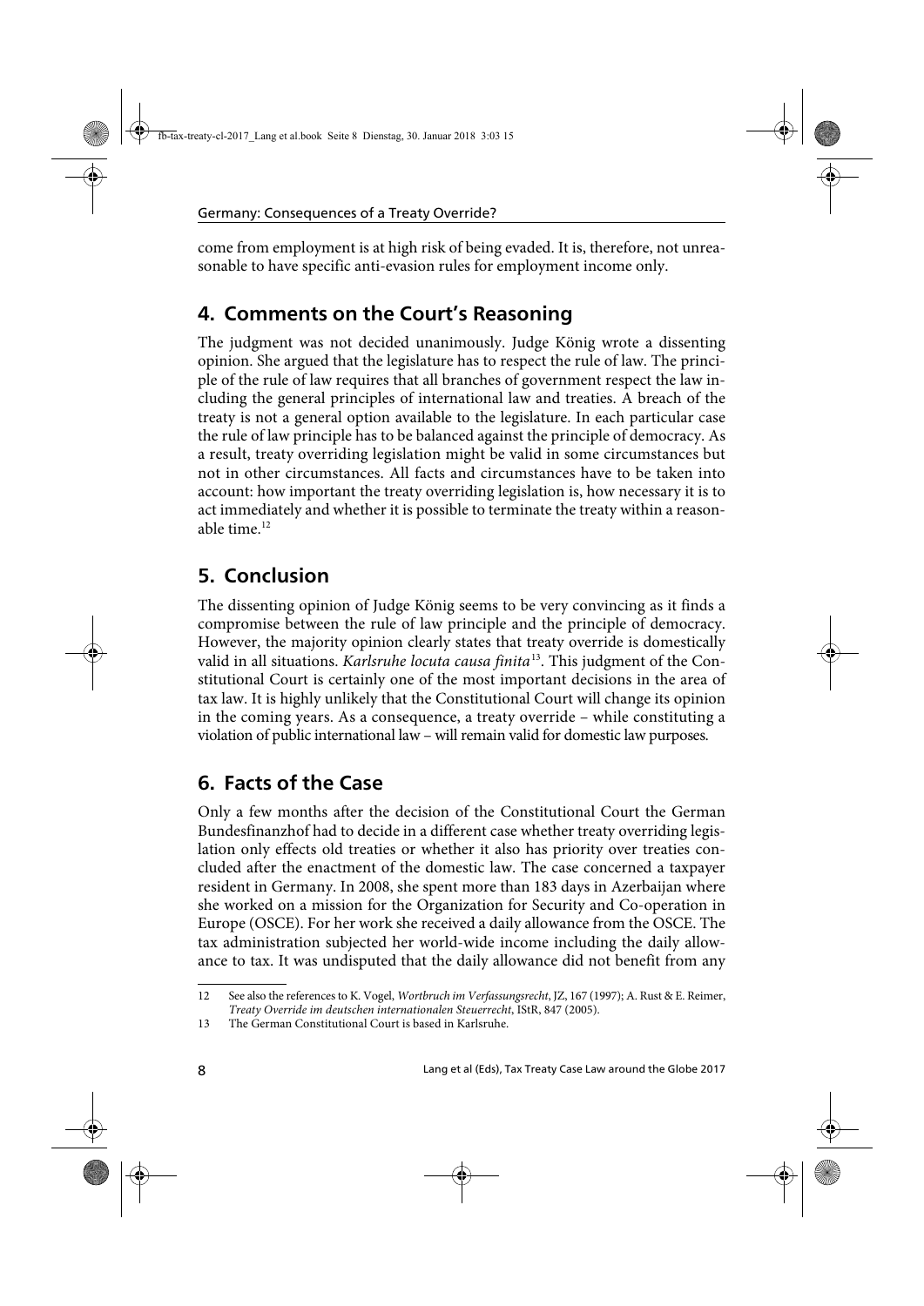come from employment is at high risk of being evaded. It is, therefore, not unreasonable to have specific anti-evasion rules for employment income only.

## 4. Comments on the Court's Reasoning

The judgment was not decided unanimously. Judge König wrote a dissenting opinion. She argued that the legislature has to respect the rule of law. The principle of the rule of law requires that all branches of government respect the law including the general principles of international law and treaties. A breach of the treaty is not a general option available to the legislature. In each particular case the rule of law principle has to be balanced against the principle of democracy. As a result, treaty overriding legislation might be valid in some circumstances but not in other circumstances. All facts and circumstances have to be taken into account: how important the treaty overriding legislation is, how necessary it is to act immediately and whether it is possible to terminate the treaty within a reasonable time.[12]

## 5. Conclusion

The dissenting opinion of Judge König seems to be very convincing as it finds a compromise between the rule of law principle and the principle of democracy. However, the majority opinion clearly states that treaty override is domestically valid in all situations. *Karlsruhe locuta causa finita*[13]. This judgment of the Constitutional Court is certainly one of the most important decisions in the area of tax law. It is highly unlikely that the Constitutional Court will change its opinion in the coming years. As a consequence, a treaty override – while constituting a violation of public international law – will remain valid for domestic law purposes.

## 6. Facts of the Case

Only a few months after the decision of the Constitutional Court the German Bundesfinanzhof had to decide in a different case whether treaty overriding legislation only effects old treaties or whether it also has priority over treaties concluded after the enactment of the domestic law. The case concerned a taxpayer resident in Germany. In 2008, she spent more than 183 days in Azerbaijan where she worked on a mission for the Organization for Security and Co-operation in Europe (OSCE). For her work she received a daily allowance from the OSCE. The tax administration subjected her world-wide income including the daily allowance to tax. It was undisputed that the daily allowance did not benefit from any

---

12 See also the references to K. Vogel, *Wortbruch im Verfassungsrecht*, JZ, 167 (1997); A. Rust & E. Reimer, *Treaty Override im deutschen internationalen Steuerrecht*, IStR, 847 (2005).

13 The German Constitutional Court is based in Karlsruhe.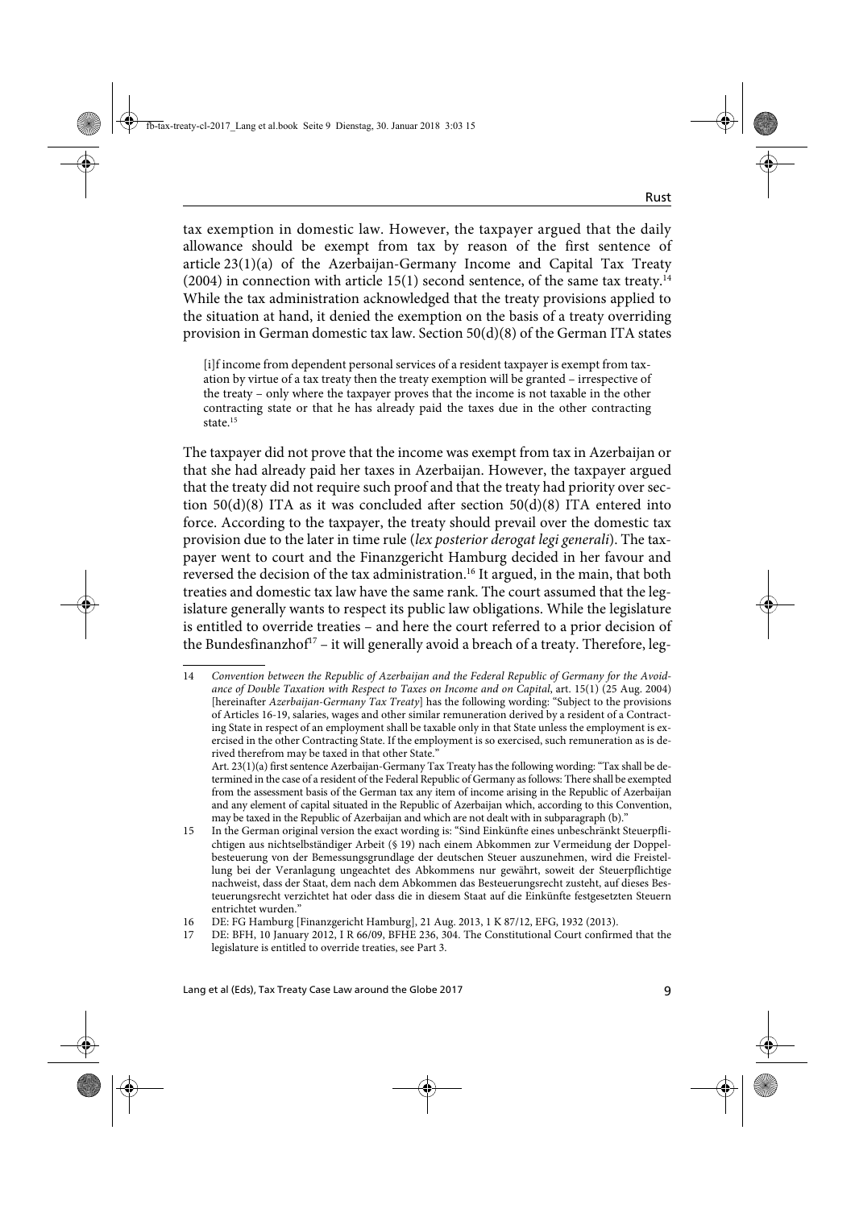tax exemption in domestic law. However, the taxpayer argued that the daily allowance should be exempt from tax by reason of the first sentence of article 23(1)(a) of the Azerbaijan-Germany Income and Capital Tax Treaty (2004) in connection with article 15(1) second sentence, of the same tax treaty.[14] While the tax administration acknowledged that the treaty provisions applied to the situation at hand, it denied the exemption on the basis of a treaty overriding provision in German domestic tax law. Section 50(d)(8) of the German ITA states

> [i]f income from dependent personal services of a resident taxpayer is exempt from taxation by virtue of a tax treaty then the treaty exemption will be granted – irrespective of the treaty – only where the taxpayer proves that the income is not taxable in the other contracting state or that he has already paid the taxes due in the other contracting state.[15]

The taxpayer did not prove that the income was exempt from tax in Azerbaijan or that she had already paid her taxes in Azerbaijan. However, the taxpayer argued that the treaty did not require such proof and that the treaty had priority over section 50(d)(8) ITA as it was concluded after section 50(d)(8) ITA entered into force. According to the taxpayer, the treaty should prevail over the domestic tax provision due to the later in time rule (*lex posterior derogat legi generali*). The taxpayer went to court and the Finanzgericht Hamburg decided in her favour and reversed the decision of the tax administration.[16] It argued, in the main, that both treaties and domestic tax law have the same rank. The court assumed that the legislature generally wants to respect its public law obligations. While the legislature is entitled to override treaties – and here the court referred to a prior decision of the Bundesfinanzhof[17] – it will generally avoid a breach of a treaty. Therefore, leg-

---

14 *Convention between the Republic of Azerbaijan and the Federal Republic of Germany for the Avoidance of Double Taxation with Respect to Taxes on Income and on Capital*, art. 15(1) (25 Aug. 2004) [hereinafter *Azerbaijan-Germany Tax Treaty*] has the following wording: "Subject to the provisions of Articles 16-19, salaries, wages and other similar remuneration derived by a resident of a Contracting State in respect of an employment shall be taxable only in that State unless the employment is exercised in the other Contracting State. If the employment is so exercised, such remuneration as is derived therefrom may be taxed in that other State."
Art. 23(1)(a) first sentence Azerbaijan-Germany Tax Treaty has the following wording: "Tax shall be determined in the case of a resident of the Federal Republic of Germany as follows: There shall be exempted from the assessment basis of the German tax any item of income arising in the Republic of Azerbaijan and any element of capital situated in the Republic of Azerbaijan which, according to this Convention, may be taxed in the Republic of Azerbaijan and which are not dealt with in subparagraph (b)."

15 In the German original version the exact wording is: "Sind Einkünfte eines unbeschränkt Steuerpflichtigen aus nichtselbständiger Arbeit (§ 19) nach einem Abkommen zur Vermeidung der Doppelbesteuerung von der Bemessungsgrundlage der deutschen Steuer auszunehmen, wird die Freistellung bei der Veranlagung ungeachtet des Abkommens nur gewährt, soweit der Steuerpflichtige nachweist, dass der Staat, dem nach dem Abkommen das Besteuerungsrecht zusteht, auf dieses Besteuerungsrecht verzichtet hat oder dass die in diesem Staat auf die Einkünfte festgesetzten Steuern entrichtet wurden."

16 DE: FG Hamburg [Finanzgericht Hamburg], 21 Aug. 2013, 1 K 87/12, EFG, 1932 (2013).

17 DE: BFH, 10 January 2012, I R 66/09, BFHE 236, 304. The Constitutional Court confirmed that the legislature is entitled to override treaties, see Part 3.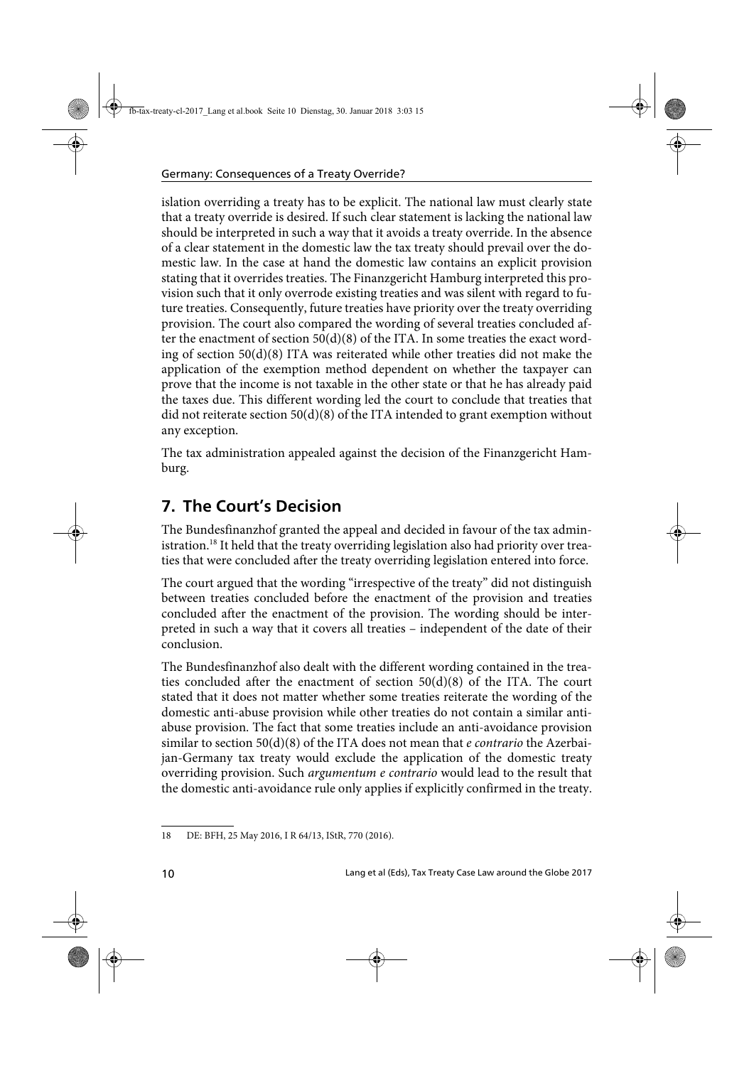islation overriding a treaty has to be explicit. The national law must clearly state that a treaty override is desired. If such clear statement is lacking the national law should be interpreted in such a way that it avoids a treaty override. In the absence of a clear statement in the domestic law the tax treaty should prevail over the domestic law. In the case at hand the domestic law contains an explicit provision stating that it overrides treaties. The Finanzgericht Hamburg interpreted this provision such that it only overrode existing treaties and was silent with regard to future treaties. Consequently, future treaties have priority over the treaty overriding provision. The court also compared the wording of several treaties concluded after the enactment of section 50(d)(8) of the ITA. In some treaties the exact wording of section 50(d)(8) ITA was reiterated while other treaties did not make the application of the exemption method dependent on whether the taxpayer can prove that the income is not taxable in the other state or that he has already paid the taxes due. This different wording led the court to conclude that treaties that did not reiterate section 50(d)(8) of the ITA intended to grant exemption without any exception.

The tax administration appealed against the decision of the Finanzgericht Hamburg.

## 7. The Court's Decision

The Bundesfinanzhof granted the appeal and decided in favour of the tax administration.[18] It held that the treaty overriding legislation also had priority over treaties that were concluded after the treaty overriding legislation entered into force.

The court argued that the wording "irrespective of the treaty" did not distinguish between treaties concluded before the enactment of the provision and treaties concluded after the enactment of the provision. The wording should be interpreted in such a way that it covers all treaties – independent of the date of their conclusion.

The Bundesfinanzhof also dealt with the different wording contained in the treaties concluded after the enactment of section 50(d)(8) of the ITA. The court stated that it does not matter whether some treaties reiterate the wording of the domestic anti-abuse provision while other treaties do not contain a similar anti-abuse provision. The fact that some treaties include an anti-avoidance provision similar to section 50(d)(8) of the ITA does not mean that *e contrario* the Azerbaijan-Germany tax treaty would exclude the application of the domestic treaty overriding provision. Such *argumentum e contrario* would lead to the result that the domestic anti-avoidance rule only applies if explicitly confirmed in the treaty.

---

18 DE: BFH, 25 May 2016, I R 64/13, IStR, 770 (2016).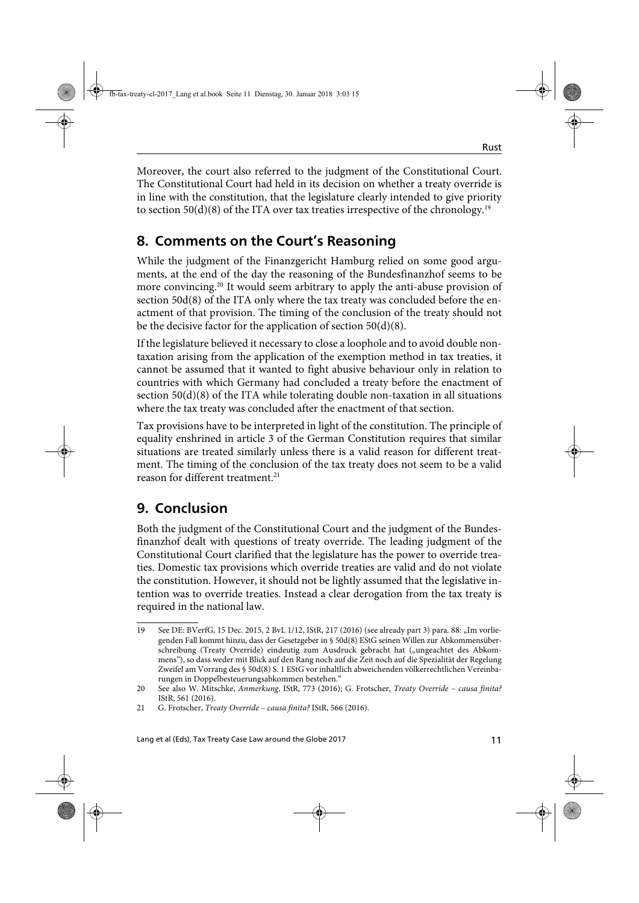Moreover, the court also referred to the judgment of the Constitutional Court. The Constitutional Court had held in its decision on whether a treaty override is in line with the constitution, that the legislature clearly intended to give priority to section 50(d)(8) of the ITA over tax treaties irrespective of the chronology.[19]

## 8. Comments on the Court's Reasoning

While the judgment of the Finanzgericht Hamburg relied on some good arguments, at the end of the day the reasoning of the Bundesfinanzhof seems to be more convincing.[20] It would seem arbitrary to apply the anti-abuse provision of section 50d(8) of the ITA only where the tax treaty was concluded before the enactment of that provision. The timing of the conclusion of the treaty should not be the decisive factor for the application of section 50(d)(8).

If the legislature believed it necessary to close a loophole and to avoid double non-taxation arising from the application of the exemption method in tax treaties, it cannot be assumed that it wanted to fight abusive behaviour only in relation to countries with which Germany had concluded a treaty before the enactment of section 50(d)(8) of the ITA while tolerating double non-taxation in all situations where the tax treaty was concluded after the enactment of that section.

Tax provisions have to be interpreted in light of the constitution. The principle of equality enshrined in article 3 of the German Constitution requires that similar situations are treated similarly unless there is a valid reason for different treatment. The timing of the conclusion of the tax treaty does not seem to be a valid reason for different treatment.[21]

## 9. Conclusion

Both the judgment of the Constitutional Court and the judgment of the Bundesfinanzhof dealt with questions of treaty override. The leading judgment of the Constitutional Court clarified that the legislature has the power to override treaties. Domestic tax provisions which override treaties are valid and do not violate the constitution. However, it should not be lightly assumed that the legislative intention was to override treaties. Instead a clear derogation from the tax treaty is required in the national law.

---

19 See DE: BVerfG, 15 Dec. 2015, 2 BvL 1/12, IStR, 217 (2016) (see already part 3) para. 88: „Im vorliegenden Fall kommt hinzu, dass der Gesetzgeber in § 50d(8) EStG seinen Willen zur Abkommensüberschreibung (Treaty Override) eindeutig zum Ausdruck gebracht hat („ungeachtet des Abkommens"), so dass weder mit Blick auf den Rang noch auf die Zeit noch auf die Spezialität der Regelung Zweifel am Vorrang des § 50d(8) S. 1 EStG vor inhaltlich abweichenden völkerrechtlichen Vereinbarungen in Doppelbesteuerungsabkommen bestehen."

20 See also W. Mitschke, *Anmerkung*, IStR, 773 (2016); G. Frotscher, *Treaty Override – causa finita?* IStR, 561 (2016).

21 G. Frotscher, *Treaty Override – causa finita?* IStR, 566 (2016).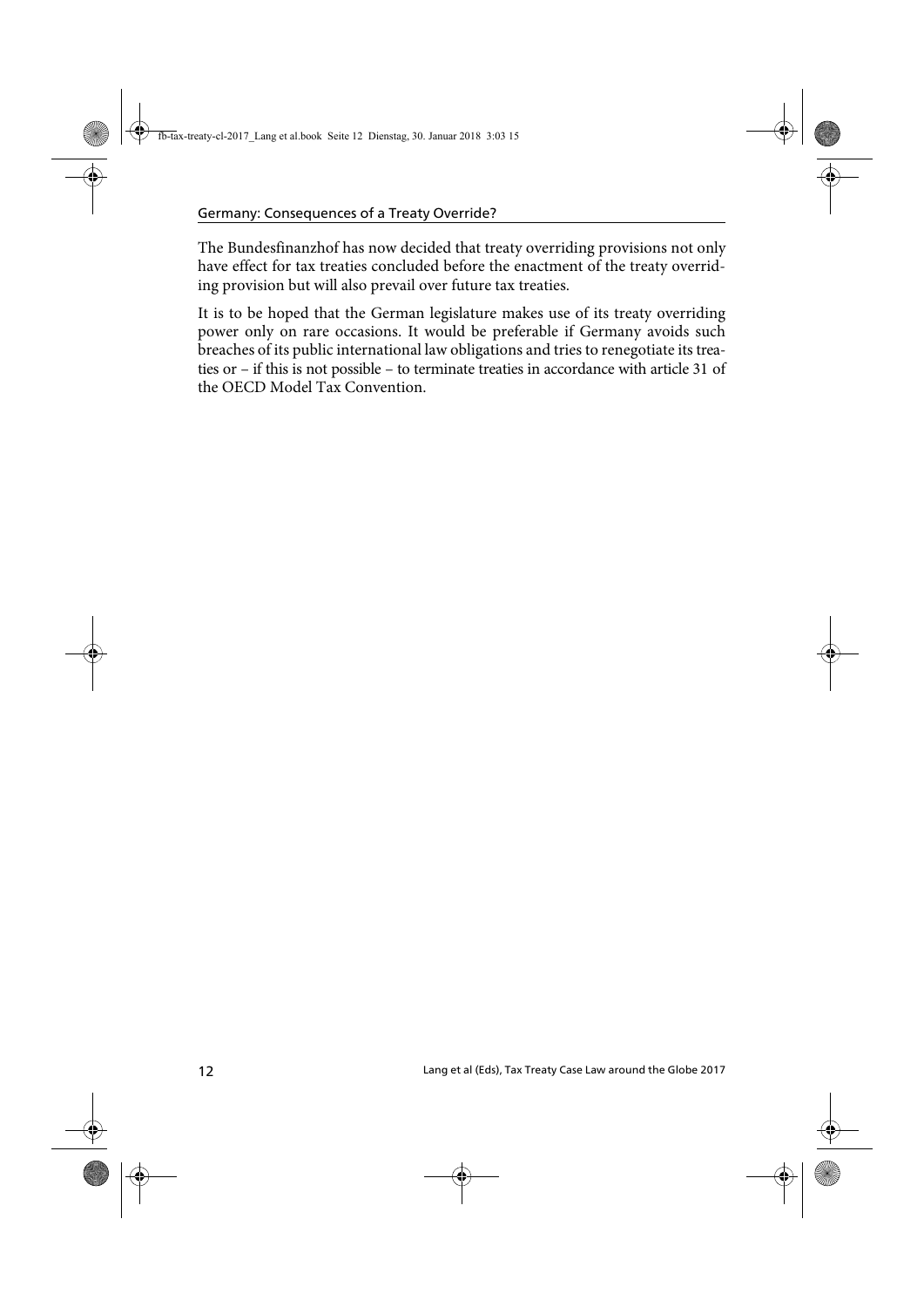The Bundesfinanzhof has now decided that treaty overriding provisions not only have effect for tax treaties concluded before the enactment of the treaty overriding provision but will also prevail over future tax treaties.

It is to be hoped that the German legislature makes use of its treaty overriding power only on rare occasions. It would be preferable if Germany avoids such breaches of its public international law obligations and tries to renegotiate its treaties or – if this is not possible – to terminate treaties in accordance with article 31 of the OECD Model Tax Convention.